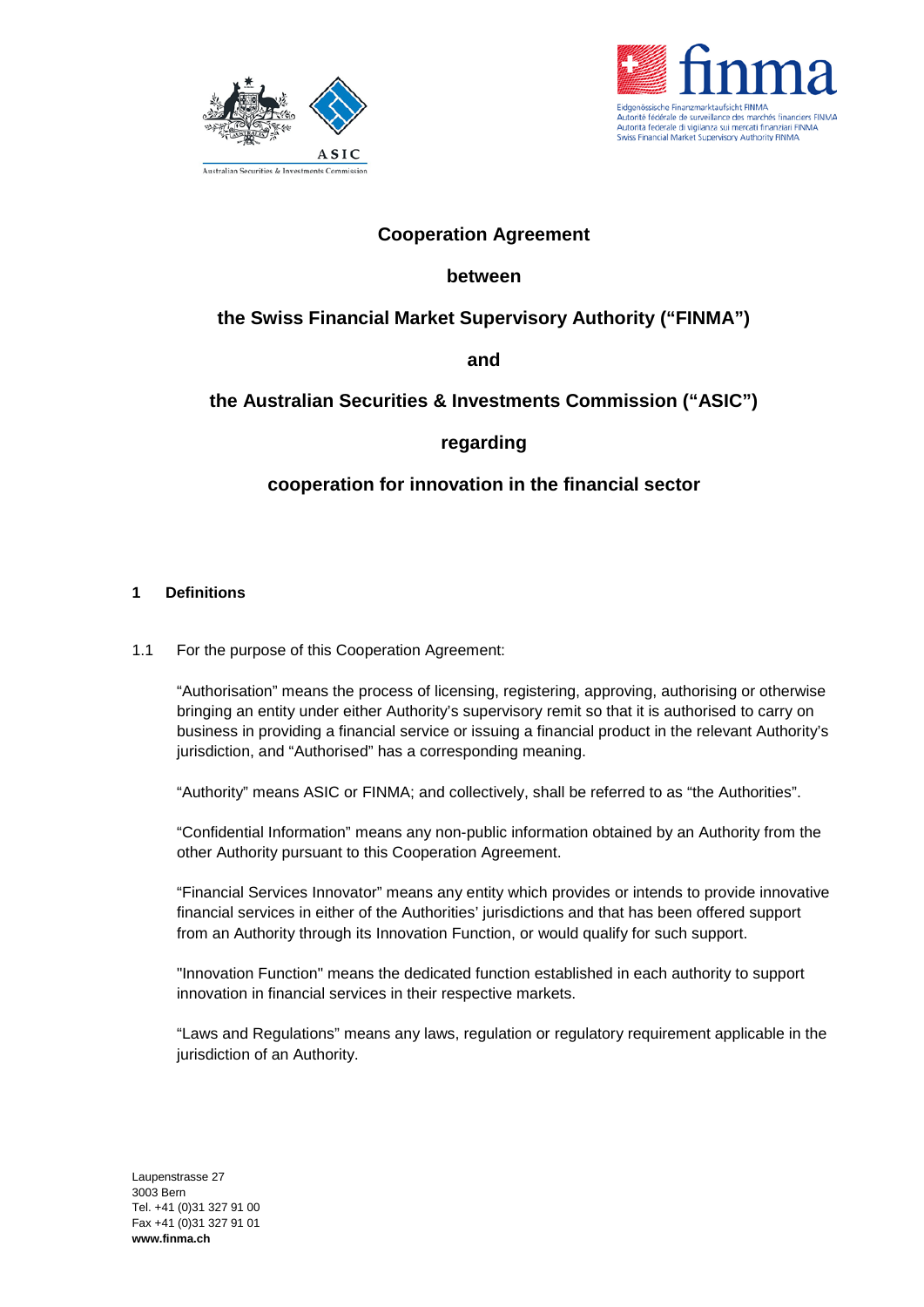# Cooperation Agreement

**between**

**the Swiss Financial Market Supervisory Authority ("FINMA")**

**and**

**the Australian Securities & Investments Commission ("ASIC")**

**regarding**

**cooperation for innovation in the financial sector**

## 1 Definitions

1.1 For the purpose of this Cooperation Agreement:

"Authorisation" means the process of licensing, registering, approving, authorising or otherwise bringing an entity under either Authority's supervisory remit so that it is authorised to carry on business in providing a financial service or issuing a financial product in the relevant Authority's jurisdiction, and "Authorised" has a corresponding meaning.

"Authority" means ASIC or FINMA; and collectively, shall be referred to as "the Authorities".

"Confidential Information" means any non-public information obtained by an Authority from the other Authority pursuant to this Cooperation Agreement.

"Financial Services Innovator" means any entity which provides or intends to provide innovative financial services in either of the Authorities' jurisdictions and that has been offered support from an Authority through its Innovation Function, or would qualify for such support.

"Innovation Function" means the dedicated function established in each authority to support innovation in financial services in their respective markets.

"Laws and Regulations" means any laws, regulation or regulatory requirement applicable in the jurisdiction of an Authority.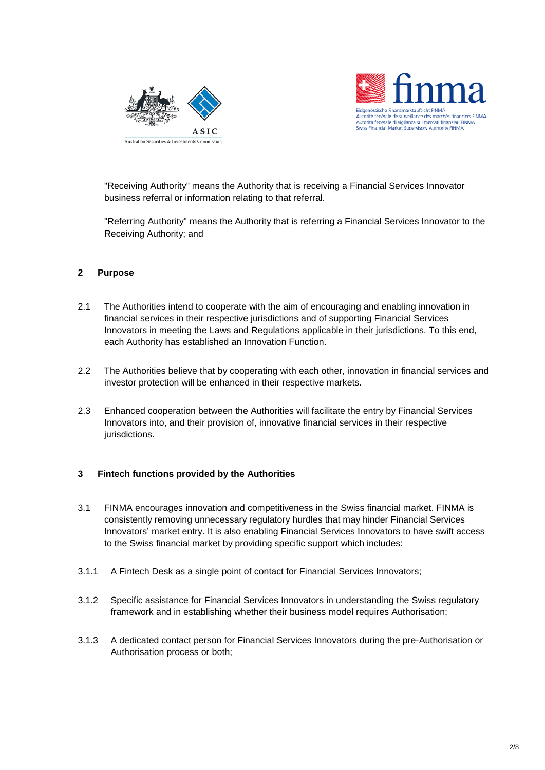"Receiving Authority" means the Authority that is receiving a Financial Services Innovator business referral or information relating to that referral.

"Referring Authority" means the Authority that is referring a Financial Services Innovator to the Receiving Authority; and

## 2 Purpose

2.1 The Authorities intend to cooperate with the aim of encouraging and enabling innovation in financial services in their respective jurisdictions and of supporting Financial Services Innovators in meeting the Laws and Regulations applicable in their jurisdictions. To this end, each Authority has established an Innovation Function.

2.2 The Authorities believe that by cooperating with each other, innovation in financial services and investor protection will be enhanced in their respective markets.

2.3 Enhanced cooperation between the Authorities will facilitate the entry by Financial Services Innovators into, and their provision of, innovative financial services in their respective jurisdictions.

## 3 Fintech functions provided by the Authorities

3.1 FINMA encourages innovation and competitiveness in the Swiss financial market. FINMA is consistently removing unnecessary regulatory hurdles that may hinder Financial Services Innovators' market entry. It is also enabling Financial Services Innovators to have swift access to the Swiss financial market by providing specific support which includes:

3.1.1 A Fintech Desk as a single point of contact for Financial Services Innovators;

3.1.2 Specific assistance for Financial Services Innovators in understanding the Swiss regulatory framework and in establishing whether their business model requires Authorisation;

3.1.3 A dedicated contact person for Financial Services Innovators during the pre-Authorisation or Authorisation process or both;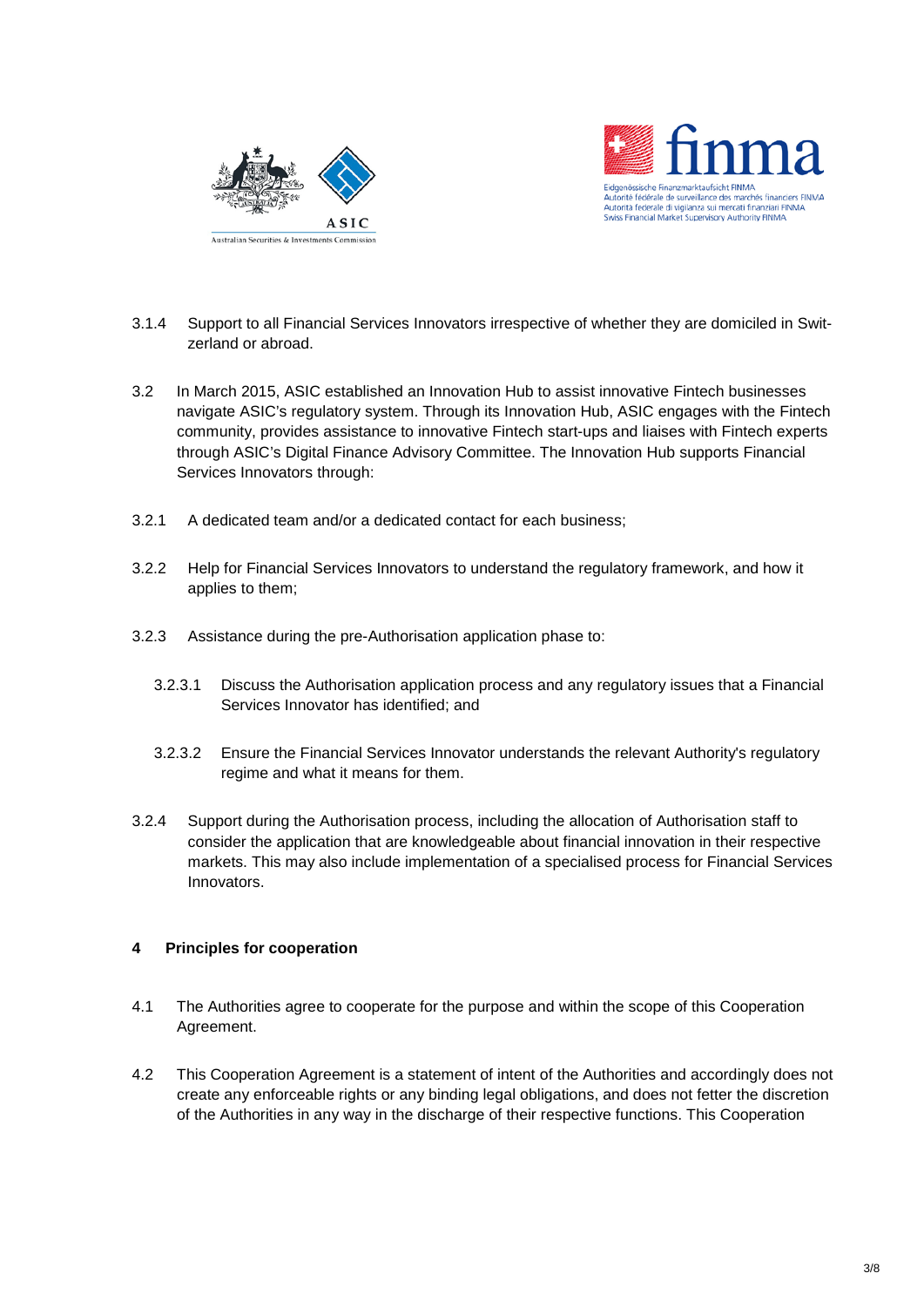3.1.4 Support to all Financial Services Innovators irrespective of whether they are domiciled in Switzerland or abroad.

3.2 In March 2015, ASIC established an Innovation Hub to assist innovative Fintech businesses navigate ASIC's regulatory system. Through its Innovation Hub, ASIC engages with the Fintech community, provides assistance to innovative Fintech start-ups and liaises with Fintech experts through ASIC's Digital Finance Advisory Committee. The Innovation Hub supports Financial Services Innovators through:

3.2.1 A dedicated team and/or a dedicated contact for each business;

3.2.2 Help for Financial Services Innovators to understand the regulatory framework, and how it applies to them;

3.2.3 Assistance during the pre-Authorisation application phase to:

3.2.3.1 Discuss the Authorisation application process and any regulatory issues that a Financial Services Innovator has identified; and

3.2.3.2 Ensure the Financial Services Innovator understands the relevant Authority's regulatory regime and what it means for them.

3.2.4 Support during the Authorisation process, including the allocation of Authorisation staff to consider the application that are knowledgeable about financial innovation in their respective markets. This may also include implementation of a specialised process for Financial Services Innovators.

## 4 Principles for cooperation

4.1 The Authorities agree to cooperate for the purpose and within the scope of this Cooperation Agreement.

4.2 This Cooperation Agreement is a statement of intent of the Authorities and accordingly does not create any enforceable rights or any binding legal obligations, and does not fetter the discretion of the Authorities in any way in the discharge of their respective functions. This Cooperation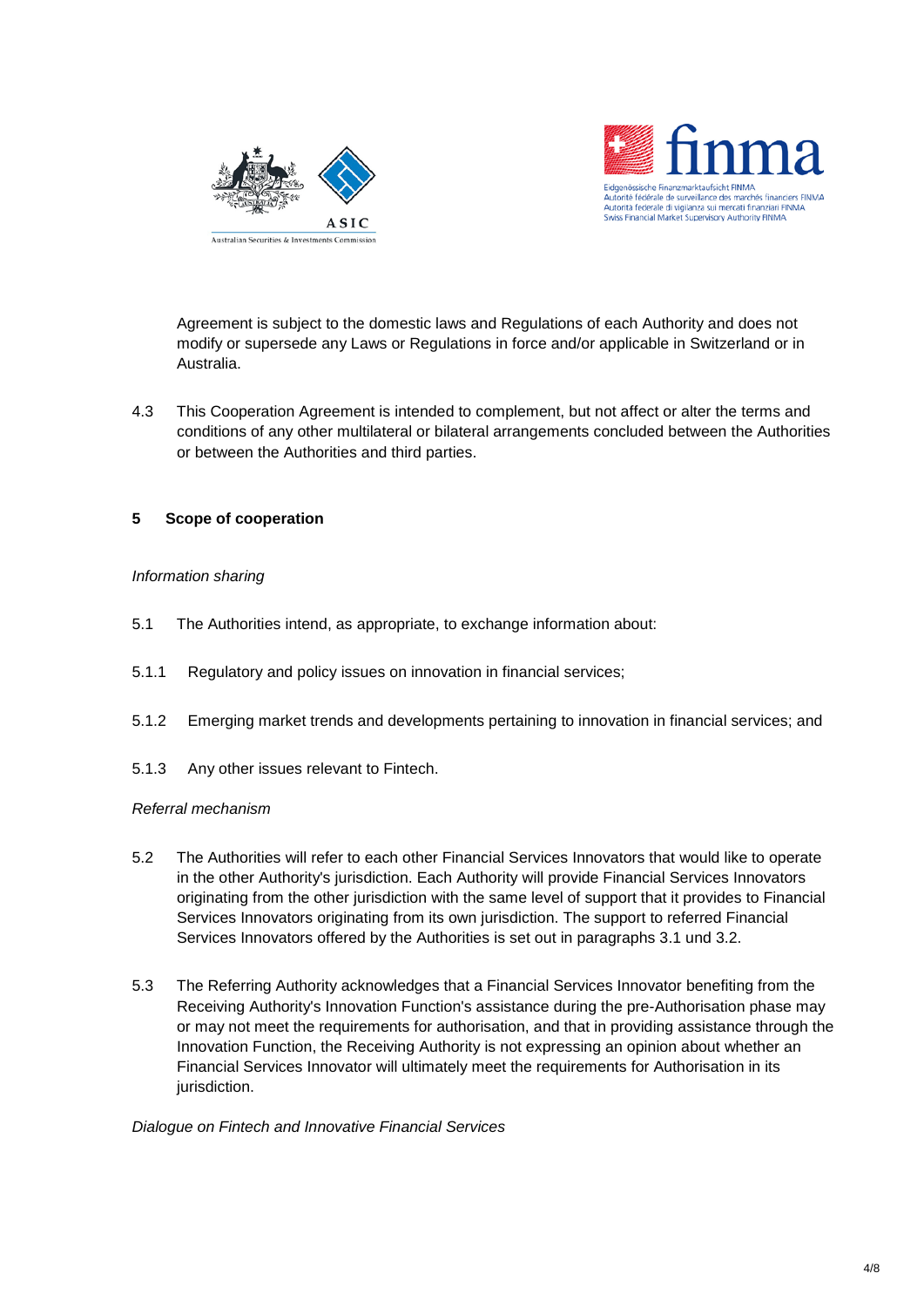Agreement is subject to the domestic laws and Regulations of each Authority and does not modify or supersede any Laws or Regulations in force and/or applicable in Switzerland or in Australia.

4.3 This Cooperation Agreement is intended to complement, but not affect or alter the terms and conditions of any other multilateral or bilateral arrangements concluded between the Authorities or between the Authorities and third parties.

## 5 Scope of cooperation

*Information sharing*

5.1 The Authorities intend, as appropriate, to exchange information about:

5.1.1 Regulatory and policy issues on innovation in financial services;

5.1.2 Emerging market trends and developments pertaining to innovation in financial services; and

5.1.3 Any other issues relevant to Fintech.

*Referral mechanism*

5.2 The Authorities will refer to each other Financial Services Innovators that would like to operate in the other Authority's jurisdiction. Each Authority will provide Financial Services Innovators originating from the other jurisdiction with the same level of support that it provides to Financial Services Innovators originating from its own jurisdiction. The support to referred Financial Services Innovators offered by the Authorities is set out in paragraphs 3.1 und 3.2.

5.3 The Referring Authority acknowledges that a Financial Services Innovator benefiting from the Receiving Authority's Innovation Function's assistance during the pre-Authorisation phase may or may not meet the requirements for authorisation, and that in providing assistance through the Innovation Function, the Receiving Authority is not expressing an opinion about whether an Financial Services Innovator will ultimately meet the requirements for Authorisation in its jurisdiction.

*Dialogue on Fintech and Innovative Financial Services*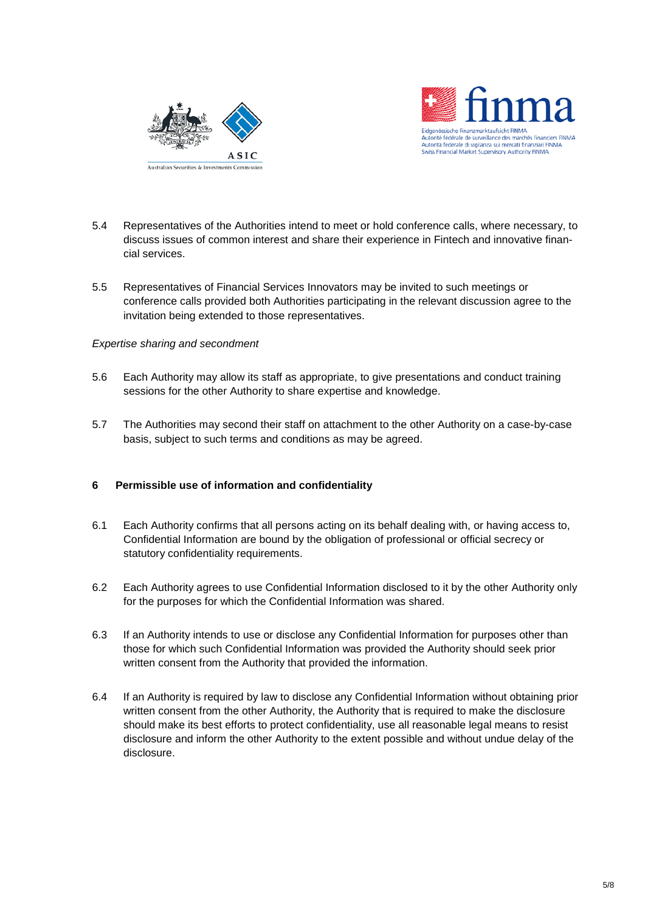5.4 Representatives of the Authorities intend to meet or hold conference calls, where necessary, to discuss issues of common interest and share their experience in Fintech and innovative financial services.

5.5 Representatives of Financial Services Innovators may be invited to such meetings or conference calls provided both Authorities participating in the relevant discussion agree to the invitation being extended to those representatives.

*Expertise sharing and secondment*

5.6 Each Authority may allow its staff as appropriate, to give presentations and conduct training sessions for the other Authority to share expertise and knowledge.

5.7 The Authorities may second their staff on attachment to the other Authority on a case-by-case basis, subject to such terms and conditions as may be agreed.

## 6 Permissible use of information and confidentiality

6.1 Each Authority confirms that all persons acting on its behalf dealing with, or having access to, Confidential Information are bound by the obligation of professional or official secrecy or statutory confidentiality requirements.

6.2 Each Authority agrees to use Confidential Information disclosed to it by the other Authority only for the purposes for which the Confidential Information was shared.

6.3 If an Authority intends to use or disclose any Confidential Information for purposes other than those for which such Confidential Information was provided the Authority should seek prior written consent from the Authority that provided the information.

6.4 If an Authority is required by law to disclose any Confidential Information without obtaining prior written consent from the other Authority, the Authority that is required to make the disclosure should make its best efforts to protect confidentiality, use all reasonable legal means to resist disclosure and inform the other Authority to the extent possible and without undue delay of the disclosure.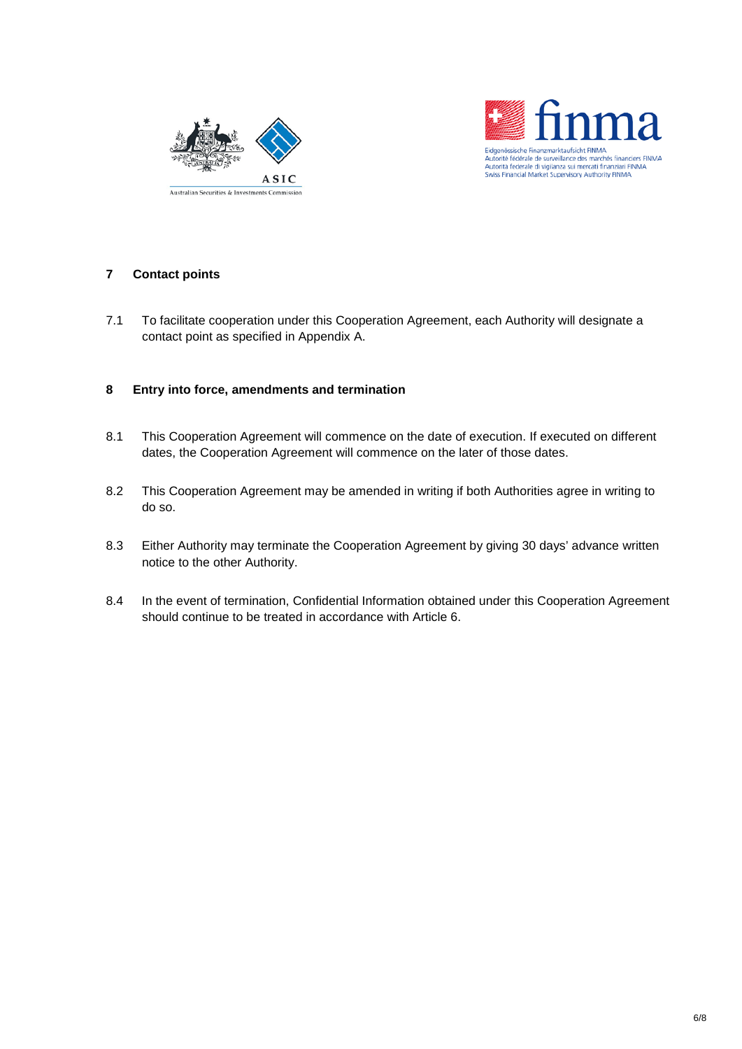## 7 Contact points

7.1 To facilitate cooperation under this Cooperation Agreement, each Authority will designate a contact point as specified in Appendix A.

## 8 Entry into force, amendments and termination

8.1 This Cooperation Agreement will commence on the date of execution. If executed on different dates, the Cooperation Agreement will commence on the later of those dates.

8.2 This Cooperation Agreement may be amended in writing if both Authorities agree in writing to do so.

8.3 Either Authority may terminate the Cooperation Agreement by giving 30 days' advance written notice to the other Authority.

8.4 In the event of termination, Confidential Information obtained under this Cooperation Agreement should continue to be treated in accordance with Article 6.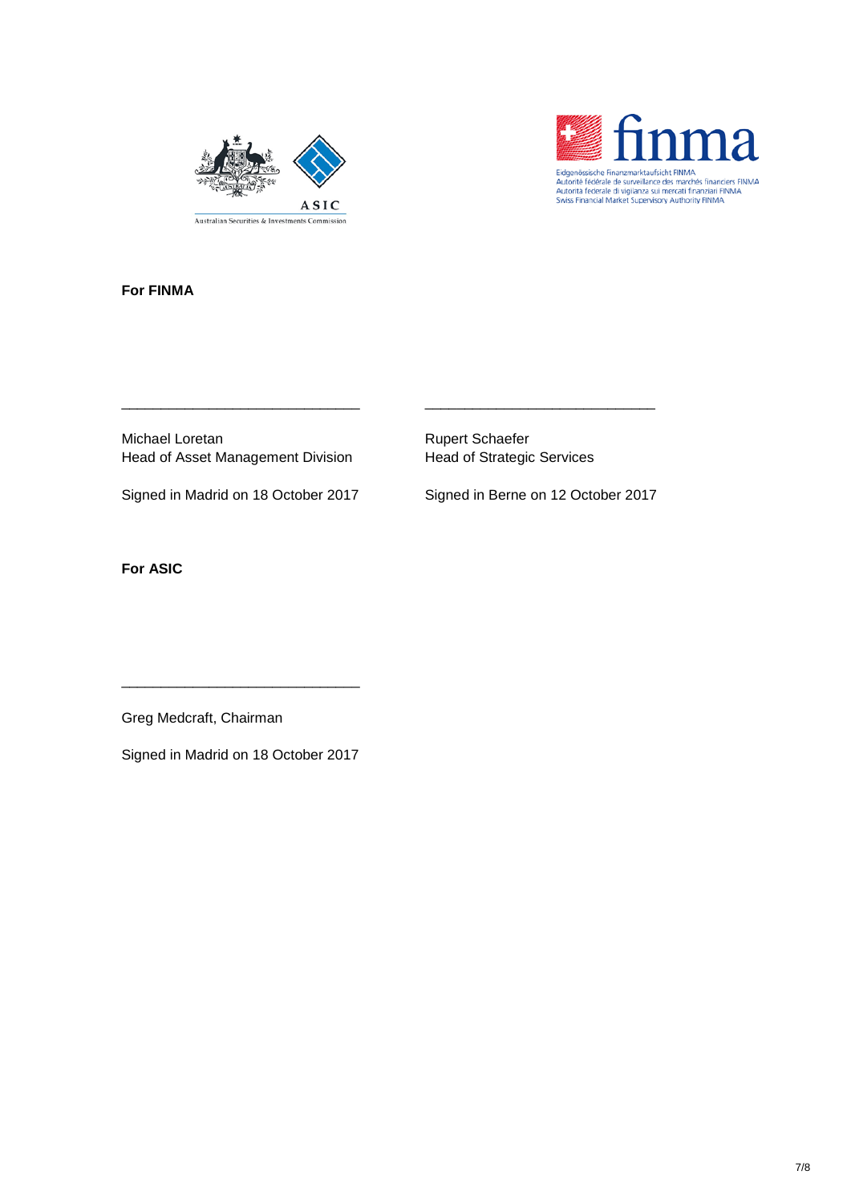**For FINMA**

\_\_\_\_\_\_\_\_\_\_\_\_\_\_\_\_\_\_\_\_\_\_\_\_\_\_\_\_\_\_

Michael Loretan
Head of Asset Management Division

Signed in Madrid on 18 October 2017

\_\_\_\_\_\_\_\_\_\_\_\_\_\_\_\_\_\_\_\_\_\_\_\_\_\_\_\_\_\_

Rupert Schaefer
Head of Strategic Services

Signed in Berne on 12 October 2017

**For ASIC**

\_\_\_\_\_\_\_\_\_\_\_\_\_\_\_\_\_\_\_\_\_\_\_\_\_\_\_\_\_\_

Greg Medcraft, Chairman

Signed in Madrid on 18 October 2017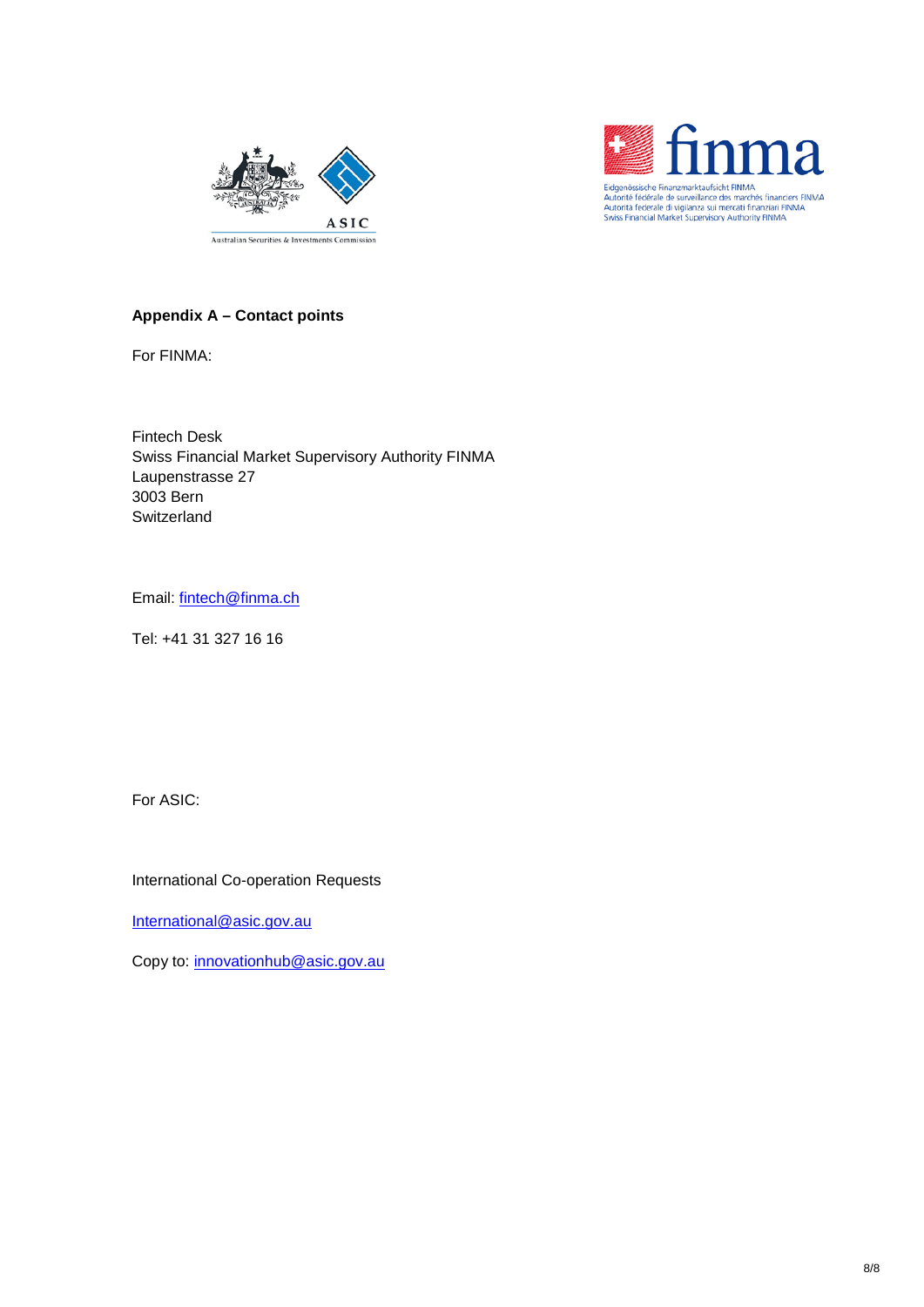## Appendix A – Contact points

For FINMA:

Fintech Desk
Swiss Financial Market Supervisory Authority FINMA
Laupenstrasse 27
3003 Bern
Switzerland

Email: fintech@finma.ch

Tel: +41 31 327 16 16

For ASIC:

International Co-operation Requests

International@asic.gov.au

Copy to: innovationhub@asic.gov.au